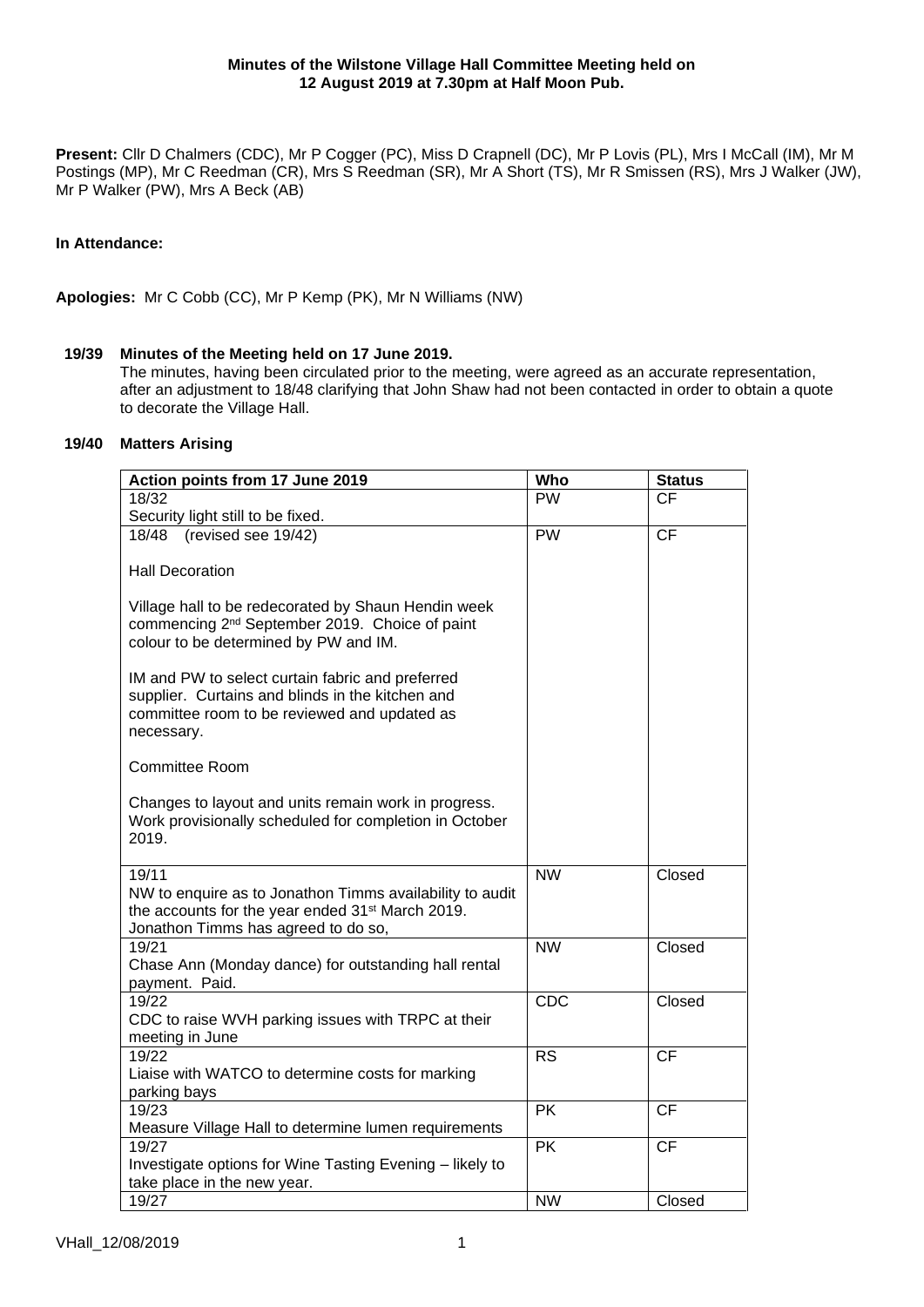**Minutes of the Wilstone Village Hall Committee Meeting held on 12 August 2019 at 7.30pm at Half Moon Pub.**

**Present:** Cllr D Chalmers (CDC), Mr P Cogger (PC), Miss D Crapnell (DC), Mr P Lovis (PL), Mrs I McCall (IM), Mr M Postings (MP), Mr C Reedman (CR), Mrs S Reedman (SR), Mr A Short (TS), Mr R Smissen (RS), Mrs J Walker (JW), Mr P Walker (PW), Mrs A Beck (AB)

**In Attendance:**

**Apologies:** Mr C Cobb (CC), Mr P Kemp (PK), Mr N Williams (NW)

**19/39 Minutes of the Meeting held on 17 June 2019.**

The minutes, having been circulated prior to the meeting, were agreed as an accurate representation, after an adjustment to 18/48 clarifying that John Shaw had not been contacted in order to obtain a quote to decorate the Village Hall.

**19/40 Matters Arising**

| Action points from 17 June 2019 | Who | Status |
|---|---|---|
| 18/32<br>Security light still to be fixed. | PW | CF |
| 18/48 (revised see 19/42)<br><br>Hall Decoration<br><br>Village hall to be redecorated by Shaun Hendin week commencing 2nd September 2019. Choice of paint colour to be determined by PW and IM.<br><br>IM and PW to select curtain fabric and preferred supplier. Curtains and blinds in the kitchen and committee room to be reviewed and updated as necessary.<br><br>Committee Room<br><br>Changes to layout and units remain work in progress. Work provisionally scheduled for completion in October 2019. | PW | CF |
| 19/11<br>NW to enquire as to Jonathon Timms availability to audit the accounts for the year ended 31st March 2019. Jonathon Timms has agreed to do so, | NW | Closed |
| 19/21<br>Chase Ann (Monday dance) for outstanding hall rental payment. Paid. | NW | Closed |
| 19/22<br>CDC to raise WVH parking issues with TRPC at their meeting in June | CDC | Closed |
| 19/22<br>Liaise with WATCO to determine costs for marking parking bays | RS | CF |
| 19/23<br>Measure Village Hall to determine lumen requirements | PK | CF |
| 19/27<br>Investigate options for Wine Tasting Evening – likely to take place in the new year. | PK | CF |
| 19/27 | NW | Closed |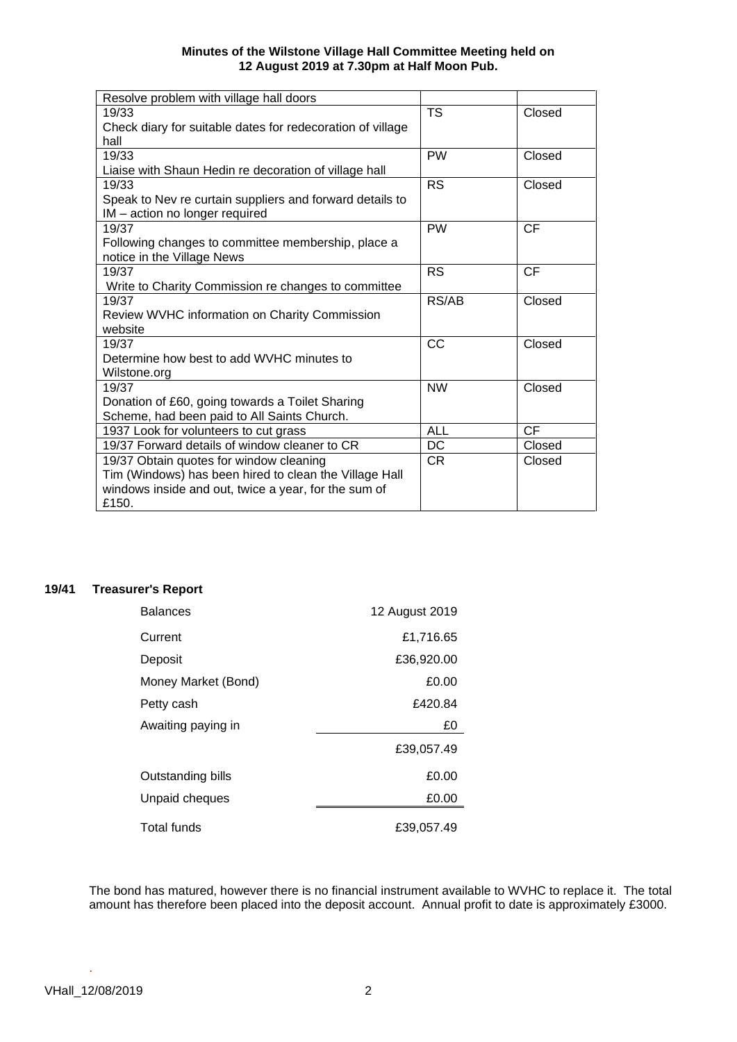**Minutes of the Wilstone Village Hall Committee Meeting held on 12 August 2019 at 7.30pm at Half Moon Pub.**

| | | |
|---|---|---|
| Resolve problem with village hall doors | | |
| 19/33<br>Check diary for suitable dates for redecoration of village hall | TS | Closed |
| 19/33<br>Liaise with Shaun Hedin re decoration of village hall | PW | Closed |
| 19/33<br>Speak to Nev re curtain suppliers and forward details to IM – action no longer required | RS | Closed |
| 19/37<br>Following changes to committee membership, place a notice in the Village News | PW | CF |
| 19/37<br>Write to Charity Commission re changes to committee | RS | CF |
| 19/37<br>Review WVHC information on Charity Commission website | RS/AB | Closed |
| 19/37<br>Determine how best to add WVHC minutes to Wilstone.org | CC | Closed |
| 19/37<br>Donation of £60, going towards a Toilet Sharing Scheme, had been paid to All Saints Church. | NW | Closed |
| 1937 Look for volunteers to cut grass | ALL | CF |
| 19/37 Forward details of window cleaner to CR | DC | Closed |
| 19/37 Obtain quotes for window cleaning<br>Tim (Windows) has been hired to clean the Village Hall windows inside and out, twice a year, for the sum of £150. | CR | Closed |

## 19/41 Treasurer's Report

| Balances | 12 August 2019 |
|---|---|
| Current | £1,716.65 |
| Deposit | £36,920.00 |
| Money Market (Bond) | £0.00 |
| Petty cash | £420.84 |
| Awaiting paying in | £0 |
| | £39,057.49 |
| Outstanding bills | £0.00 |
| Unpaid cheques | £0.00 |
| Total funds | £39,057.49 |

The bond has matured, however there is no financial instrument available to WVHC to replace it. The total amount has therefore been placed into the deposit account. Annual profit to date is approximately £3000.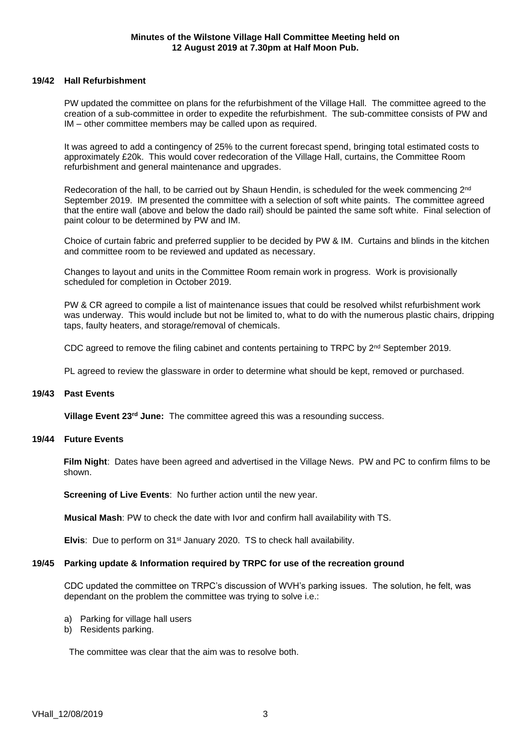**Minutes of the Wilstone Village Hall Committee Meeting held on 12 August 2019 at 7.30pm at Half Moon Pub.**

### 19/42 Hall Refurbishment

PW updated the committee on plans for the refurbishment of the Village Hall. The committee agreed to the creation of a sub-committee in order to expedite the refurbishment. The sub-committee consists of PW and IM – other committee members may be called upon as required.

It was agreed to add a contingency of 25% to the current forecast spend, bringing total estimated costs to approximately £20k. This would cover redecoration of the Village Hall, curtains, the Committee Room refurbishment and general maintenance and upgrades.

Redecoration of the hall, to be carried out by Shaun Hendin, is scheduled for the week commencing 2nd September 2019. IM presented the committee with a selection of soft white paints. The committee agreed that the entire wall (above and below the dado rail) should be painted the same soft white. Final selection of paint colour to be determined by PW and IM.

Choice of curtain fabric and preferred supplier to be decided by PW & IM. Curtains and blinds in the kitchen and committee room to be reviewed and updated as necessary.

Changes to layout and units in the Committee Room remain work in progress. Work is provisionally scheduled for completion in October 2019.

PW & CR agreed to compile a list of maintenance issues that could be resolved whilst refurbishment work was underway. This would include but not be limited to, what to do with the numerous plastic chairs, dripping taps, faulty heaters, and storage/removal of chemicals.

CDC agreed to remove the filing cabinet and contents pertaining to TRPC by 2nd September 2019.

PL agreed to review the glassware in order to determine what should be kept, removed or purchased.

### 19/43 Past Events

**Village Event 23rd June:** The committee agreed this was a resounding success.

### 19/44 Future Events

**Film Night**: Dates have been agreed and advertised in the Village News. PW and PC to confirm films to be shown.

**Screening of Live Events**: No further action until the new year.

**Musical Mash**: PW to check the date with Ivor and confirm hall availability with TS.

**Elvis**: Due to perform on 31st January 2020. TS to check hall availability.

### 19/45 Parking update & Information required by TRPC for use of the recreation ground

CDC updated the committee on TRPC's discussion of WVH's parking issues. The solution, he felt, was dependant on the problem the committee was trying to solve i.e.:

a) Parking for village hall users
b) Residents parking.

The committee was clear that the aim was to resolve both.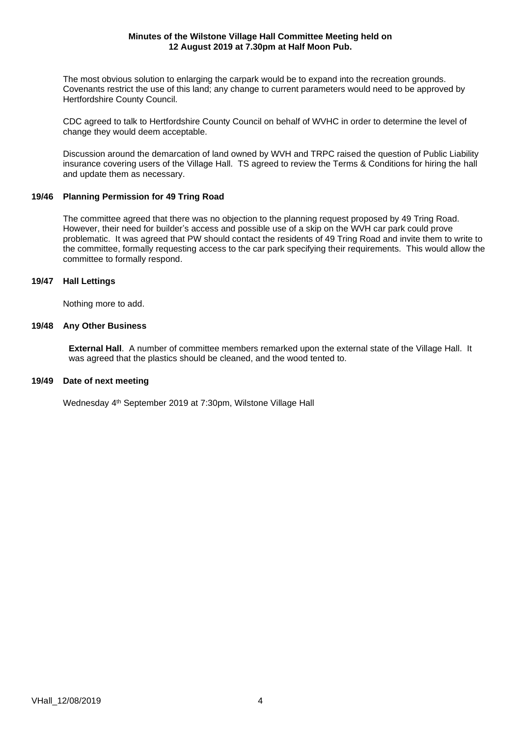**Minutes of the Wilstone Village Hall Committee Meeting held on 12 August 2019 at 7.30pm at Half Moon Pub.**

The most obvious solution to enlarging the carpark would be to expand into the recreation grounds. Covenants restrict the use of this land; any change to current parameters would need to be approved by Hertfordshire County Council.

CDC agreed to talk to Hertfordshire County Council on behalf of WVHC in order to determine the level of change they would deem acceptable.

Discussion around the demarcation of land owned by WVH and TRPC raised the question of Public Liability insurance covering users of the Village Hall. TS agreed to review the Terms & Conditions for hiring the hall and update them as necessary.

### 19/46 Planning Permission for 49 Tring Road

The committee agreed that there was no objection to the planning request proposed by 49 Tring Road. However, their need for builder's access and possible use of a skip on the WVH car park could prove problematic. It was agreed that PW should contact the residents of 49 Tring Road and invite them to write to the committee, formally requesting access to the car park specifying their requirements. This would allow the committee to formally respond.

### 19/47 Hall Lettings

Nothing more to add.

### 19/48 Any Other Business

**External Hall**. A number of committee members remarked upon the external state of the Village Hall. It was agreed that the plastics should be cleaned, and the wood tented to.

### 19/49 Date of next meeting

Wednesday 4th September 2019 at 7:30pm, Wilstone Village Hall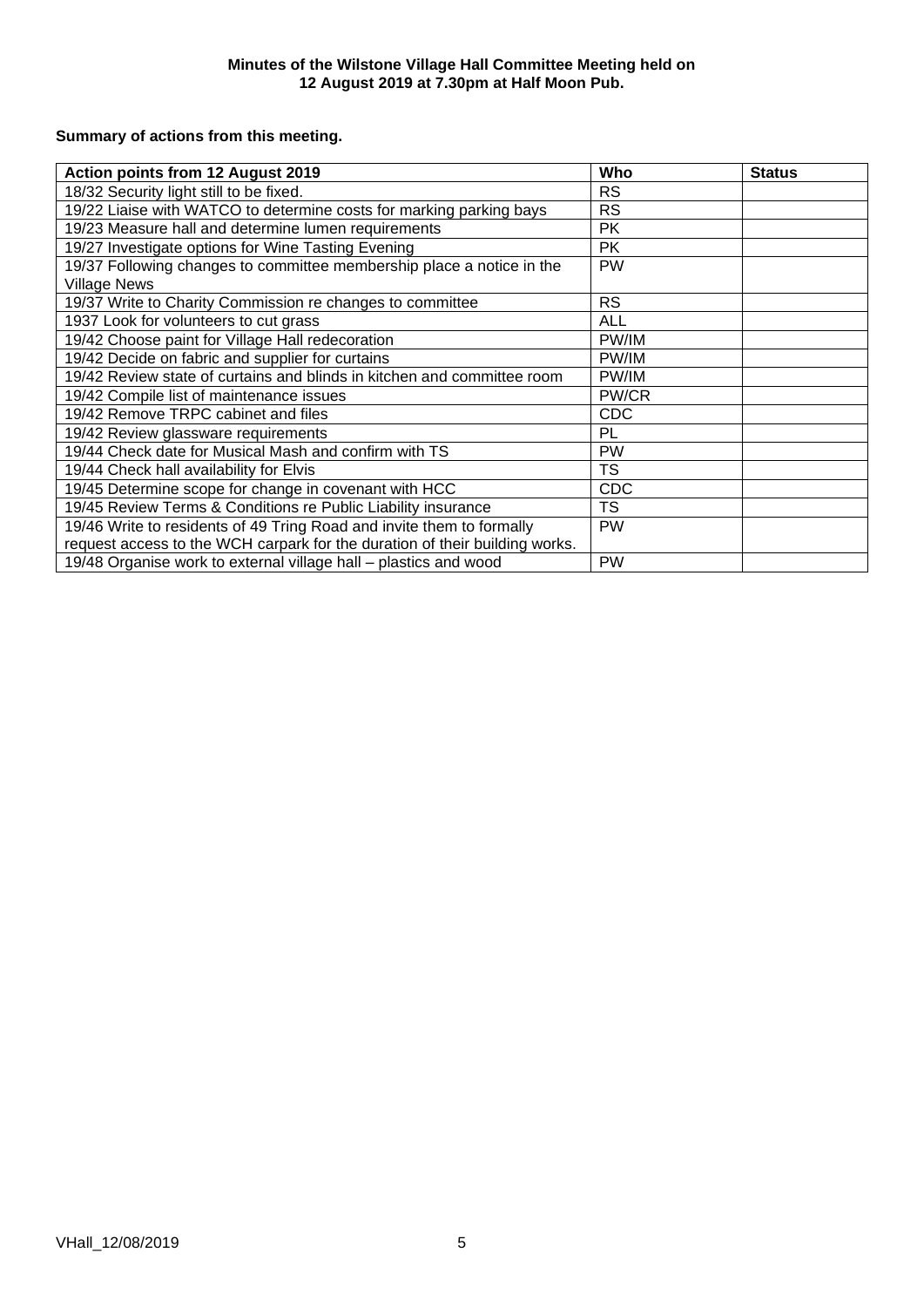**Minutes of the Wilstone Village Hall Committee Meeting held on 12 August 2019 at 7.30pm at Half Moon Pub.**

**Summary of actions from this meeting.**

| Action points from 12 August 2019 | Who | Status |
|---|---|---|
| 18/32 Security light still to be fixed. | RS | |
| 19/22 Liaise with WATCO to determine costs for marking parking bays | RS | |
| 19/23 Measure hall and determine lumen requirements | PK | |
| 19/27 Investigate options for Wine Tasting Evening | PK | |
| 19/37 Following changes to committee membership place a notice in the Village News | PW | |
| 19/37 Write to Charity Commission re changes to committee | RS | |
| 1937 Look for volunteers to cut grass | ALL | |
| 19/42 Choose paint for Village Hall redecoration | PW/IM | |
| 19/42 Decide on fabric and supplier for curtains | PW/IM | |
| 19/42 Review state of curtains and blinds in kitchen and committee room | PW/IM | |
| 19/42 Compile list of maintenance issues | PW/CR | |
| 19/42 Remove TRPC cabinet and files | CDC | |
| 19/42 Review glassware requirements | PL | |
| 19/44 Check date for Musical Mash and confirm with TS | PW | |
| 19/44 Check hall availability for Elvis | TS | |
| 19/45 Determine scope for change in covenant with HCC | CDC | |
| 19/45 Review Terms & Conditions re Public Liability insurance | TS | |
| 19/46 Write to residents of 49 Tring Road and invite them to formally request access to the WCH carpark for the duration of their building works. | PW | |
| 19/48 Organise work to external village hall – plastics and wood | PW | |

VHall_12/08/2019